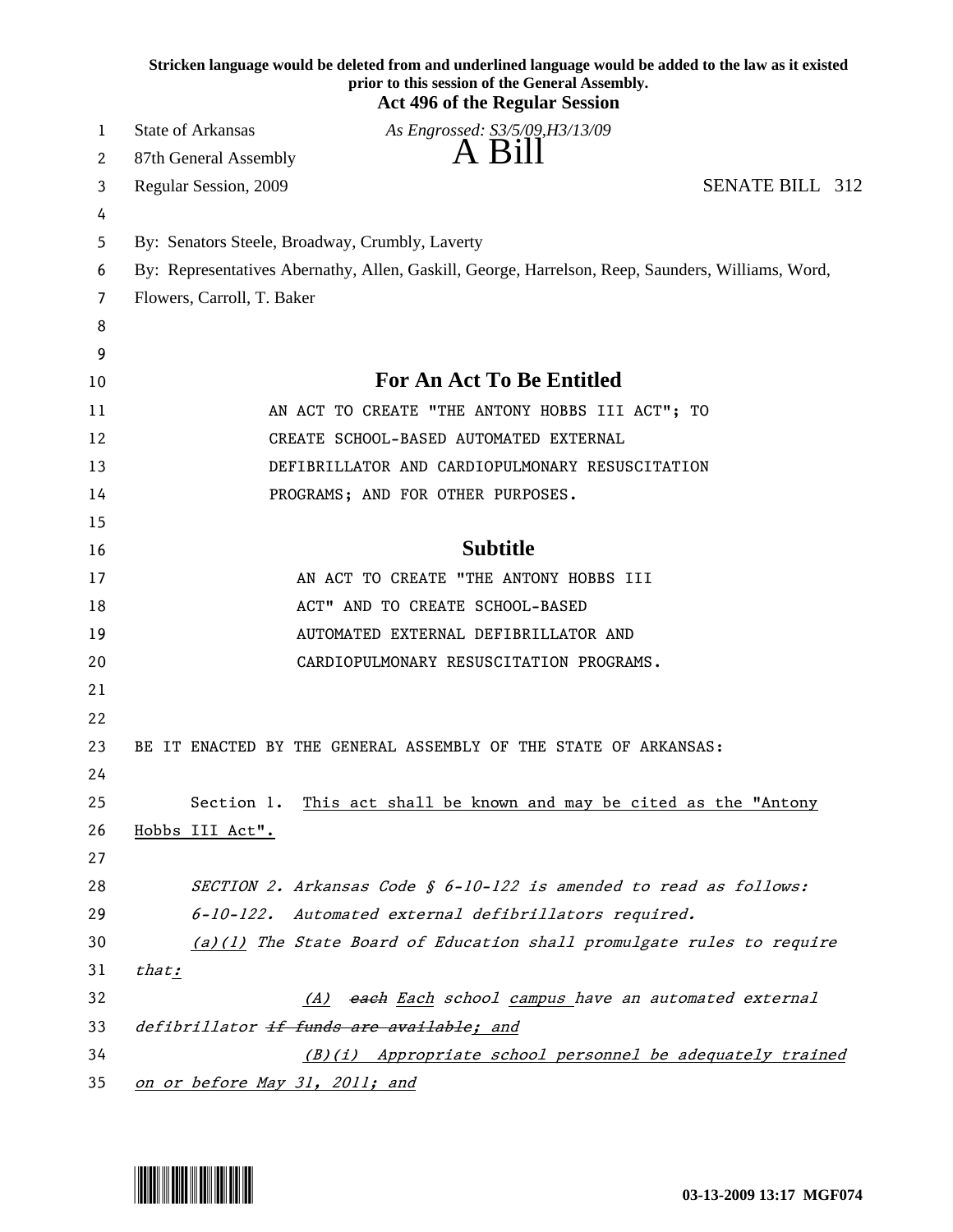Stricken language would be deleted from and underlined language would be added to the law as it existed prior to this session of the General Assembly.

**Act 496 of the Regular Session**

State of Arkansas — *As Engrossed: S3/5/09,H3/13/09*

87th General Assembly

# A Bill

Regular Session, 2009 — SENATE BILL 312

By: Senators Steele, Broadway, Crumbly, Laverty

By: Representatives Abernathy, Allen, Gaskill, George, Harrelson, Reep, Saunders, Williams, Word, Flowers, Carroll, T. Baker

## For An Act To Be Entitled

AN ACT TO CREATE "THE ANTONY HOBBS III ACT"; TO CREATE SCHOOL-BASED AUTOMATED EXTERNAL DEFIBRILLATOR AND CARDIOPULMONARY RESUSCITATION PROGRAMS; AND FOR OTHER PURPOSES.

## Subtitle

AN ACT TO CREATE "THE ANTONY HOBBS III ACT" AND TO CREATE SCHOOL-BASED AUTOMATED EXTERNAL DEFIBRILLATOR AND CARDIOPULMONARY RESUSCITATION PROGRAMS.

BE IT ENACTED BY THE GENERAL ASSEMBLY OF THE STATE OF ARKANSAS:

Section 1. <u>This act shall be known and may be cited as the "Antony Hobbs III Act".</u>

*SECTION 2. Arkansas Code § 6-10-122 is amended to read as follows:*

*6-10-122. Automated external defibrillators required.*

*<u>(a)(1)</u> The State Board of Education shall promulgate rules to require that<u>:</u>*

*<u>(A)</u> ~~each~~ <u>Each</u> school <u>campus</u> have an automated external defibrillator ~~if funds are available~~<u>; and</u>*

*<u>(B)(i) Appropriate school personnel be adequately trained on or before May 31, 2011; and</u>*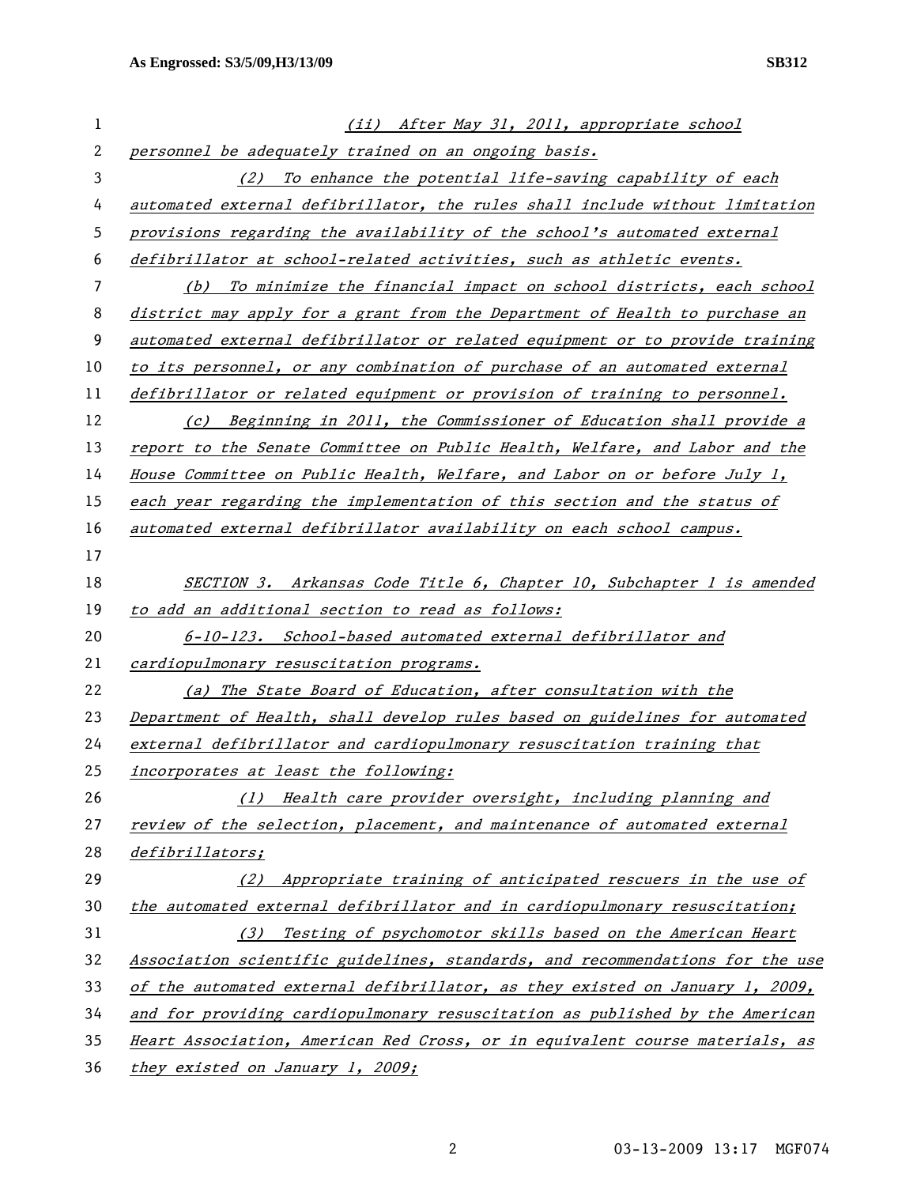(ii) After May 31, 2011, appropriate school personnel be adequately trained on an ongoing basis.

(2) To enhance the potential life-saving capability of each automated external defibrillator, the rules shall include without limitation provisions regarding the availability of the school's automated external defibrillator at school-related activities, such as athletic events.

(b) To minimize the financial impact on school districts, each school district may apply for a grant from the Department of Health to purchase an automated external defibrillator or related equipment or to provide training to its personnel, or any combination of purchase of an automated external defibrillator or related equipment or provision of training to personnel.

(c) Beginning in 2011, the Commissioner of Education shall provide a report to the Senate Committee on Public Health, Welfare, and Labor and the House Committee on Public Health, Welfare, and Labor on or before July 1, each year regarding the implementation of this section and the status of automated external defibrillator availability on each school campus.

SECTION 3. Arkansas Code Title 6, Chapter 10, Subchapter 1 is amended to add an additional section to read as follows:

6-10-123. School-based automated external defibrillator and cardiopulmonary resuscitation programs.

(a) The State Board of Education, after consultation with the Department of Health, shall develop rules based on guidelines for automated external defibrillator and cardiopulmonary resuscitation training that incorporates at least the following:

(1) Health care provider oversight, including planning and review of the selection, placement, and maintenance of automated external defibrillators;

(2) Appropriate training of anticipated rescuers in the use of the automated external defibrillator and in cardiopulmonary resuscitation;

(3) Testing of psychomotor skills based on the American Heart Association scientific guidelines, standards, and recommendations for the use of the automated external defibrillator, as they existed on January 1, 2009, and for providing cardiopulmonary resuscitation as published by the American Heart Association, American Red Cross, or in equivalent course materials, as they existed on January 1, 2009;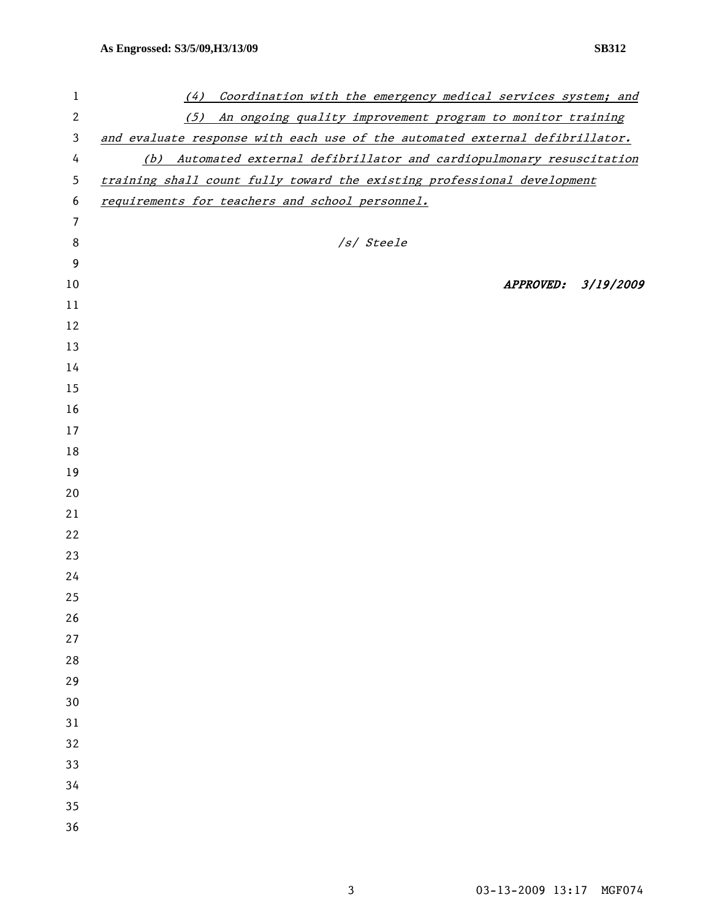*(4) Coordination with the emergency medical services system; and*

*(5) An ongoing quality improvement program to monitor training and evaluate response with each use of the automated external defibrillator.*

*(b) Automated external defibrillator and cardiopulmonary resuscitation training shall count fully toward the existing professional development requirements for teachers and school personnel.*

*/s/ Steele*

***APPROVED: 3/19/2009***